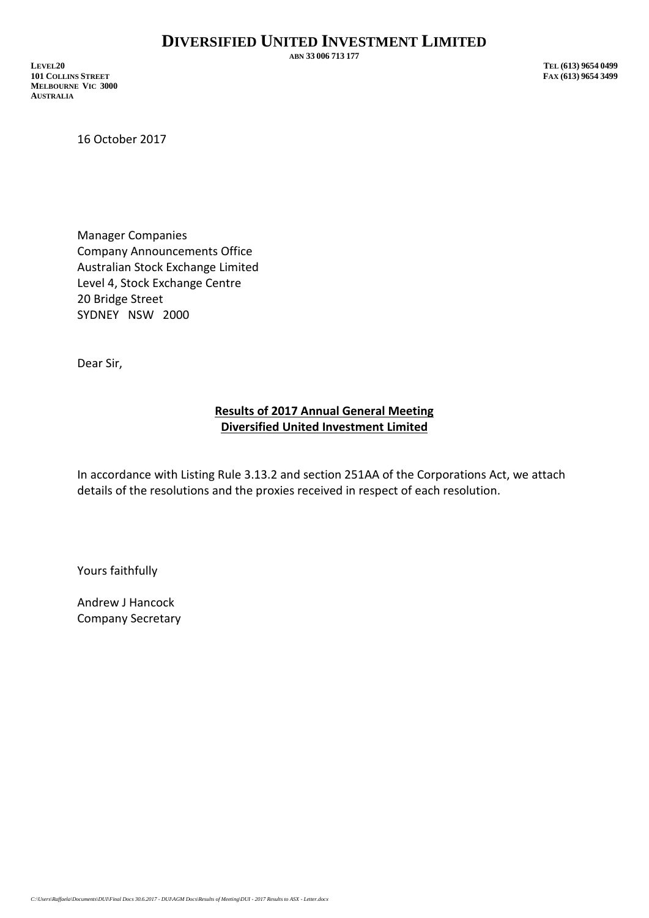# DIVERSIFIED UNITED INVESTMENT LIMITED

ABN 33 006 713 177

LEVEL20
101 COLLINS STREET
MELBOURNE VIC 3000
AUSTRALIA

TEL (613) 9654 0499
FAX (613) 9654 3499

16 October 2017

Manager Companies
Company Announcements Office
Australian Stock Exchange Limited
Level 4, Stock Exchange Centre
20 Bridge Street
SYDNEY NSW 2000

Dear Sir,

**Results of 2017 Annual General Meeting**
**Diversified United Investment Limited**

In accordance with Listing Rule 3.13.2 and section 251AA of the Corporations Act, we attach details of the resolutions and the proxies received in respect of each resolution.

Yours faithfully

Andrew J Hancock
Company Secretary

*C:\Users\Raffaela\Documents\DUI\Final Docs 30.6.2017 - DUI\AGM Docs\Results of Meeting\DUI - 2017 Results to ASX - Letter.docx*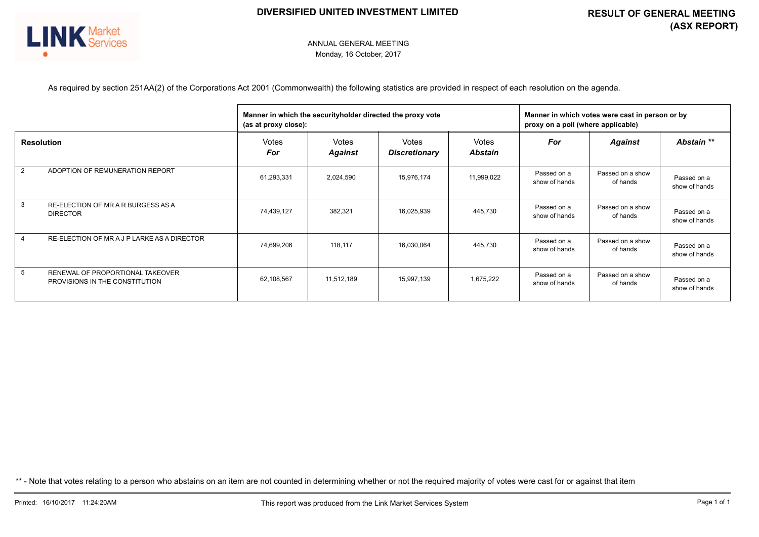# DIVERSIFIED UNITED INVESTMENT LIMITED

## RESULT OF GENERAL MEETING (ASX REPORT)

ANNUAL GENERAL MEETING
Monday, 16 October, 2017

As required by section 251AA(2) of the Corporations Act 2001 (Commonwealth) the following statistics are provided in respect of each resolution on the agenda.

| | | **Manner in which the securityholder directed the proxy vote (as at proxy close):** | | | | **Manner in which votes were cast in person or by proxy on a poll (where applicable)** | | |
|---|---|---|---|---|---|---|---|---|
| **Resolution** | | Votes ***For*** | Votes ***Against*** | Votes ***Discretionary*** | Votes ***Abstain*** | ***For*** | ***Against*** | ***Abstain \*\**** |
| 2 | ADOPTION OF REMUNERATION REPORT | 61,293,331 | 2,024,590 | 15,976,174 | 11,999,022 | Passed on a show of hands | Passed on a show of hands | Passed on a show of hands |
| 3 | RE-ELECTION OF MR A R BURGESS AS A DIRECTOR | 74,439,127 | 382,321 | 16,025,939 | 445,730 | Passed on a show of hands | Passed on a show of hands | Passed on a show of hands |
| 4 | RE-ELECTION OF MR A J P LARKE AS A DIRECTOR | 74,699,206 | 118,117 | 16,030,064 | 445,730 | Passed on a show of hands | Passed on a show of hands | Passed on a show of hands |
| 5 | RENEWAL OF PROPORTIONAL TAKEOVER PROVISIONS IN THE CONSTITUTION | 62,108,567 | 11,512,189 | 15,997,139 | 1,675,222 | Passed on a show of hands | Passed on a show of hands | Passed on a show of hands |

** - Note that votes relating to a person who abstains on an item are not counted in determining whether or not the required majority of votes were cast for or against that item

Printed: 16/10/2017 11:24:20AM

This report was produced from the Link Market Services System